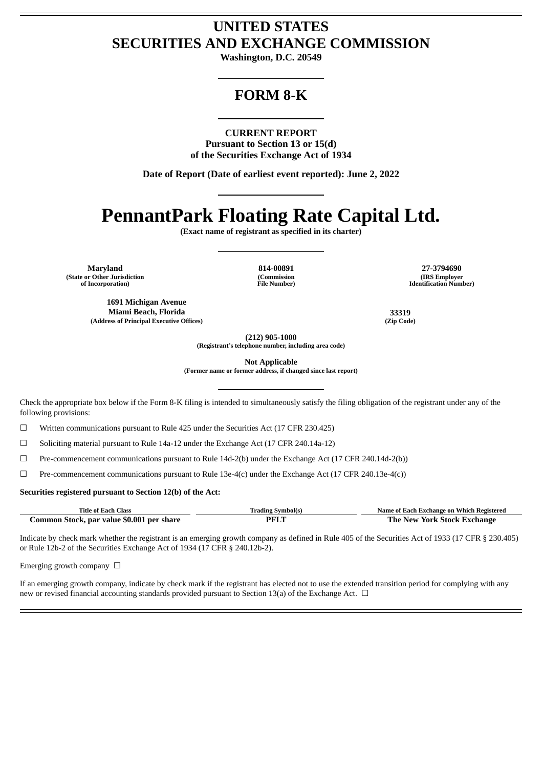# UNITED STATES
# SECURITIES AND EXCHANGE COMMISSION

**Washington, D.C. 20549**

## FORM 8-K

**CURRENT REPORT**
**Pursuant to Section 13 or 15(d)**
**of the Securities Exchange Act of 1934**

**Date of Report (Date of earliest event reported): June 2, 2022**

# PennantPark Floating Rate Capital Ltd.

**(Exact name of registrant as specified in its charter)**

| | | |
|---|---|---|
| **Maryland** | **814-00891** | **27-3794690** |
| **(State or Other Jurisdiction of Incorporation)** | **(Commission File Number)** | **(IRS Employer Identification Number)** |

| | |
|---|---|
| **1691 Michigan Avenue Miami Beach, Florida** | **33319** |
| **(Address of Principal Executive Offices)** | **(Zip Code)** |

**(212) 905-1000**
**(Registrant's telephone number, including area code)**

**Not Applicable**
**(Former name or former address, if changed since last report)**

Check the appropriate box below if the Form 8-K filing is intended to simultaneously satisfy the filing obligation of the registrant under any of the following provisions:

☐ Written communications pursuant to Rule 425 under the Securities Act (17 CFR 230.425)

☐ Soliciting material pursuant to Rule 14a-12 under the Exchange Act (17 CFR 240.14a-12)

☐ Pre-commencement communications pursuant to Rule 14d-2(b) under the Exchange Act (17 CFR 240.14d-2(b))

☐ Pre-commencement communications pursuant to Rule 13e-4(c) under the Exchange Act (17 CFR 240.13e-4(c))

**Securities registered pursuant to Section 12(b) of the Act:**

| Title of Each Class | Trading Symbol(s) | Name of Each Exchange on Which Registered |
|---|---|---|
| **Common Stock, par value $0.001 per share** | **PFLT** | **The New York Stock Exchange** |

Indicate by check mark whether the registrant is an emerging growth company as defined in Rule 405 of the Securities Act of 1933 (17 CFR § 230.405) or Rule 12b-2 of the Securities Exchange Act of 1934 (17 CFR § 240.12b-2).

Emerging growth company ☐

If an emerging growth company, indicate by check mark if the registrant has elected not to use the extended transition period for complying with any new or revised financial accounting standards provided pursuant to Section 13(a) of the Exchange Act. ☐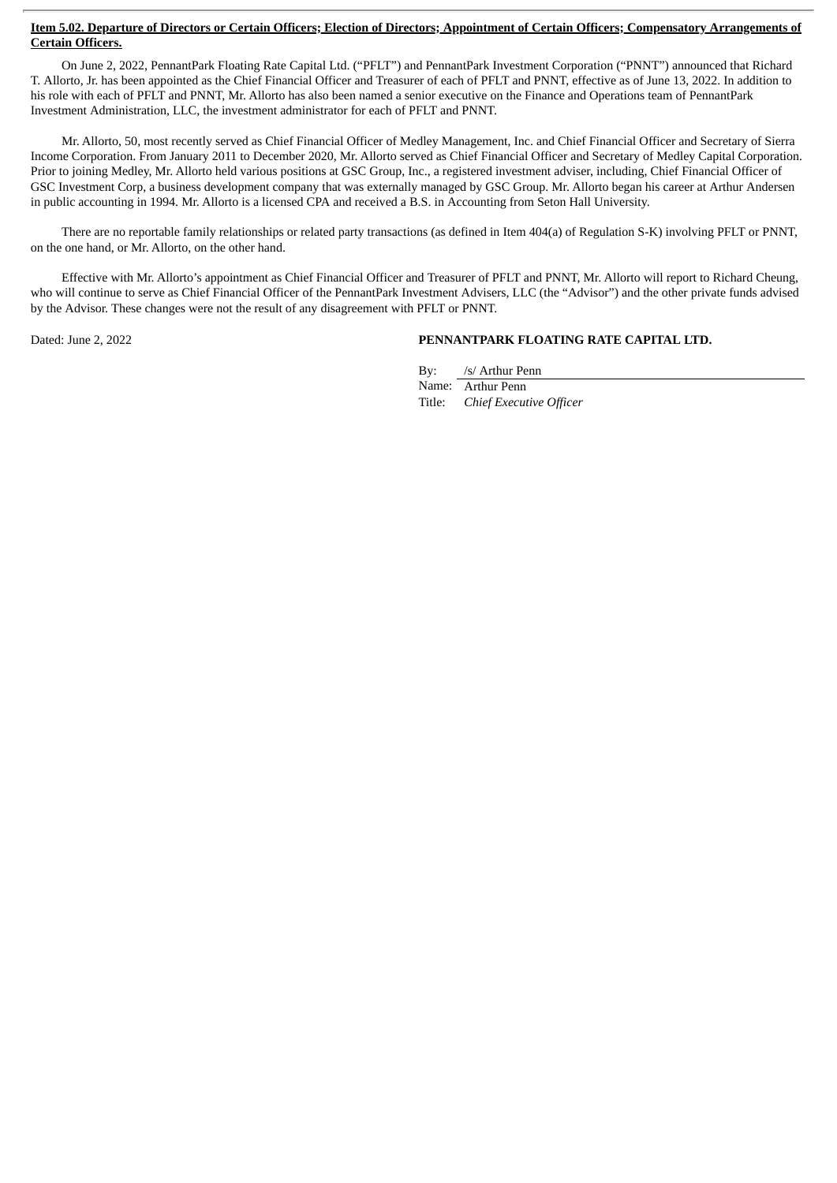**Item 5.02. Departure of Directors or Certain Officers; Election of Directors; Appointment of Certain Officers; Compensatory Arrangements of Certain Officers.**

On June 2, 2022, PennantPark Floating Rate Capital Ltd. ("PFLT") and PennantPark Investment Corporation ("PNNT") announced that Richard T. Allorto, Jr. has been appointed as the Chief Financial Officer and Treasurer of each of PFLT and PNNT, effective as of June 13, 2022. In addition to his role with each of PFLT and PNNT, Mr. Allorto has also been named a senior executive on the Finance and Operations team of PennantPark Investment Administration, LLC, the investment administrator for each of PFLT and PNNT.

Mr. Allorto, 50, most recently served as Chief Financial Officer of Medley Management, Inc. and Chief Financial Officer and Secretary of Sierra Income Corporation. From January 2011 to December 2020, Mr. Allorto served as Chief Financial Officer and Secretary of Medley Capital Corporation. Prior to joining Medley, Mr. Allorto held various positions at GSC Group, Inc., a registered investment adviser, including, Chief Financial Officer of GSC Investment Corp, a business development company that was externally managed by GSC Group. Mr. Allorto began his career at Arthur Andersen in public accounting in 1994. Mr. Allorto is a licensed CPA and received a B.S. in Accounting from Seton Hall University.

There are no reportable family relationships or related party transactions (as defined in Item 404(a) of Regulation S-K) involving PFLT or PNNT, on the one hand, or Mr. Allorto, on the other hand.

Effective with Mr. Allorto's appointment as Chief Financial Officer and Treasurer of PFLT and PNNT, Mr. Allorto will report to Richard Cheung, who will continue to serve as Chief Financial Officer of the PennantPark Investment Advisers, LLC (the "Advisor") and the other private funds advised by the Advisor. These changes were not the result of any disagreement with PFLT or PNNT.

Dated: June 2, 2022

**PENNANTPARK FLOATING RATE CAPITAL LTD.**

By: /s/ Arthur Penn
Name: Arthur Penn
Title: *Chief Executive Officer*